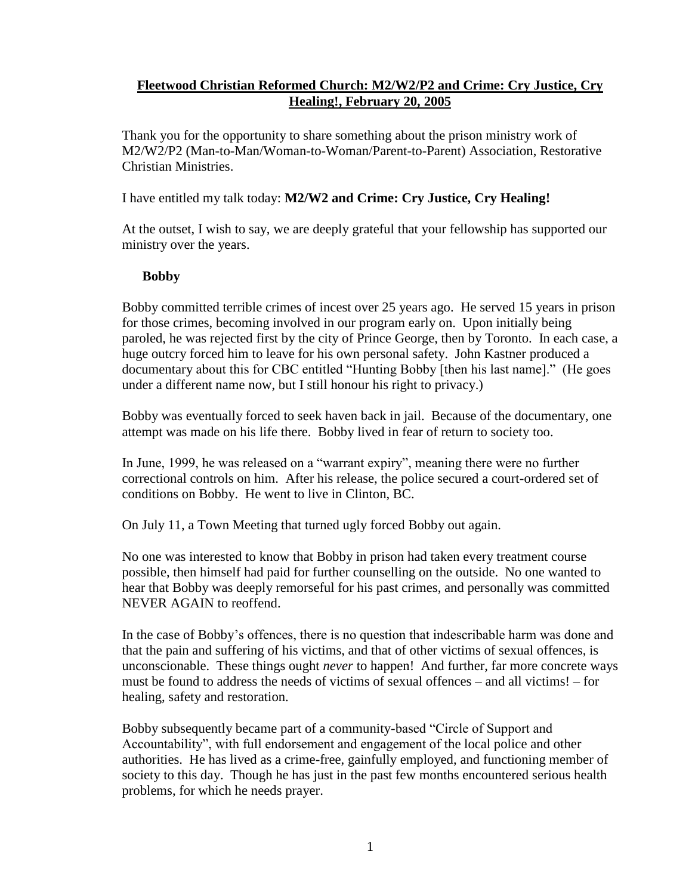**Fleetwood Christian Reformed Church: M2/W2/P2 and Crime: Cry Justice, Cry Healing!, February 20, 2005**

Thank you for the opportunity to share something about the prison ministry work of M2/W2/P2 (Man-to-Man/Woman-to-Woman/Parent-to-Parent) Association, Restorative Christian Ministries.

I have entitled my talk today: **M2/W2 and Crime: Cry Justice, Cry Healing!**

At the outset, I wish to say, we are deeply grateful that your fellowship has supported our ministry over the years.

## Bobby

Bobby committed terrible crimes of incest over 25 years ago. He served 15 years in prison for those crimes, becoming involved in our program early on. Upon initially being paroled, he was rejected first by the city of Prince George, then by Toronto. In each case, a huge outcry forced him to leave for his own personal safety. John Kastner produced a documentary about this for CBC entitled "Hunting Bobby [then his last name]." (He goes under a different name now, but I still honour his right to privacy.)

Bobby was eventually forced to seek haven back in jail. Because of the documentary, one attempt was made on his life there. Bobby lived in fear of return to society too.

In June, 1999, he was released on a "warrant expiry", meaning there were no further correctional controls on him. After his release, the police secured a court-ordered set of conditions on Bobby. He went to live in Clinton, BC.

On July 11, a Town Meeting that turned ugly forced Bobby out again.

No one was interested to know that Bobby in prison had taken every treatment course possible, then himself had paid for further counselling on the outside. No one wanted to hear that Bobby was deeply remorseful for his past crimes, and personally was committed NEVER AGAIN to reoffend.

In the case of Bobby's offences, there is no question that indescribable harm was done and that the pain and suffering of his victims, and that of other victims of sexual offences, is unconscionable. These things ought *never* to happen! And further, far more concrete ways must be found to address the needs of victims of sexual offences – and all victims! – for healing, safety and restoration.

Bobby subsequently became part of a community-based "Circle of Support and Accountability", with full endorsement and engagement of the local police and other authorities. He has lived as a crime-free, gainfully employed, and functioning member of society to this day. Though he has just in the past few months encountered serious health problems, for which he needs prayer.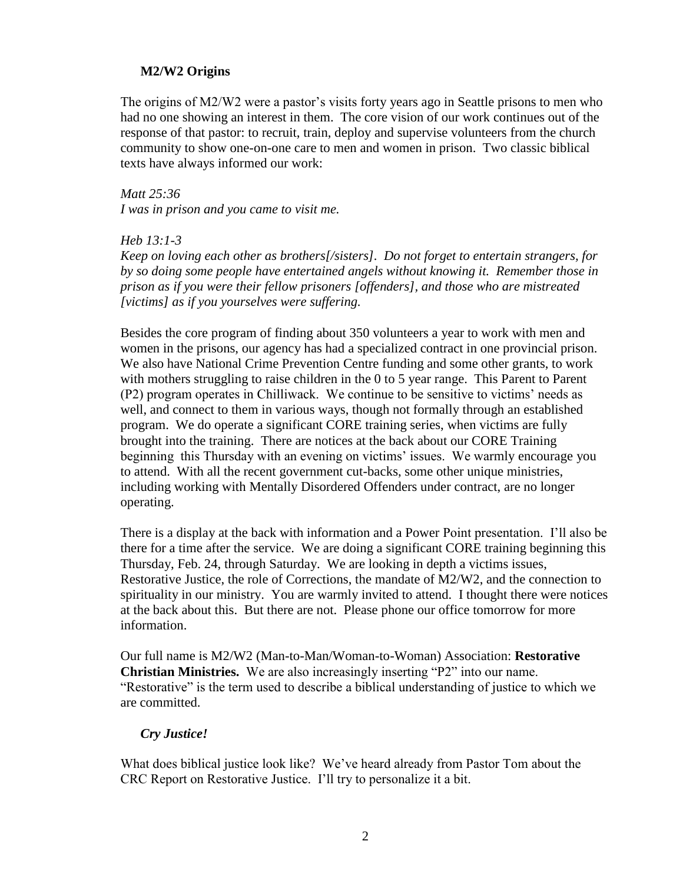**M2/W2 Origins**

The origins of M2/W2 were a pastor's visits forty years ago in Seattle prisons to men who had no one showing an interest in them. The core vision of our work continues out of the response of that pastor: to recruit, train, deploy and supervise volunteers from the church community to show one-on-one care to men and women in prison. Two classic biblical texts have always informed our work:

*Matt 25:36*
*I was in prison and you came to visit me.*

*Heb 13:1-3*
*Keep on loving each other as brothers[/sisters]. Do not forget to entertain strangers, for by so doing some people have entertained angels without knowing it. Remember those in prison as if you were their fellow prisoners [offenders], and those who are mistreated [victims] as if you yourselves were suffering.*

Besides the core program of finding about 350 volunteers a year to work with men and women in the prisons, our agency has had a specialized contract in one provincial prison. We also have National Crime Prevention Centre funding and some other grants, to work with mothers struggling to raise children in the 0 to 5 year range. This Parent to Parent (P2) program operates in Chilliwack. We continue to be sensitive to victims' needs as well, and connect to them in various ways, though not formally through an established program. We do operate a significant CORE training series, when victims are fully brought into the training. There are notices at the back about our CORE Training beginning this Thursday with an evening on victims' issues. We warmly encourage you to attend. With all the recent government cut-backs, some other unique ministries, including working with Mentally Disordered Offenders under contract, are no longer operating.

There is a display at the back with information and a Power Point presentation. I'll also be there for a time after the service. We are doing a significant CORE training beginning this Thursday, Feb. 24, through Saturday. We are looking in depth a victims issues, Restorative Justice, the role of Corrections, the mandate of M2/W2, and the connection to spirituality in our ministry. You are warmly invited to attend. I thought there were notices at the back about this. But there are not. Please phone our office tomorrow for more information.

Our full name is M2/W2 (Man-to-Man/Woman-to-Woman) Association: **Restorative Christian Ministries.** We are also increasingly inserting "P2" into our name. "Restorative" is the term used to describe a biblical understanding of justice to which we are committed.

***Cry Justice!***

What does biblical justice look like? We've heard already from Pastor Tom about the CRC Report on Restorative Justice. I'll try to personalize it a bit.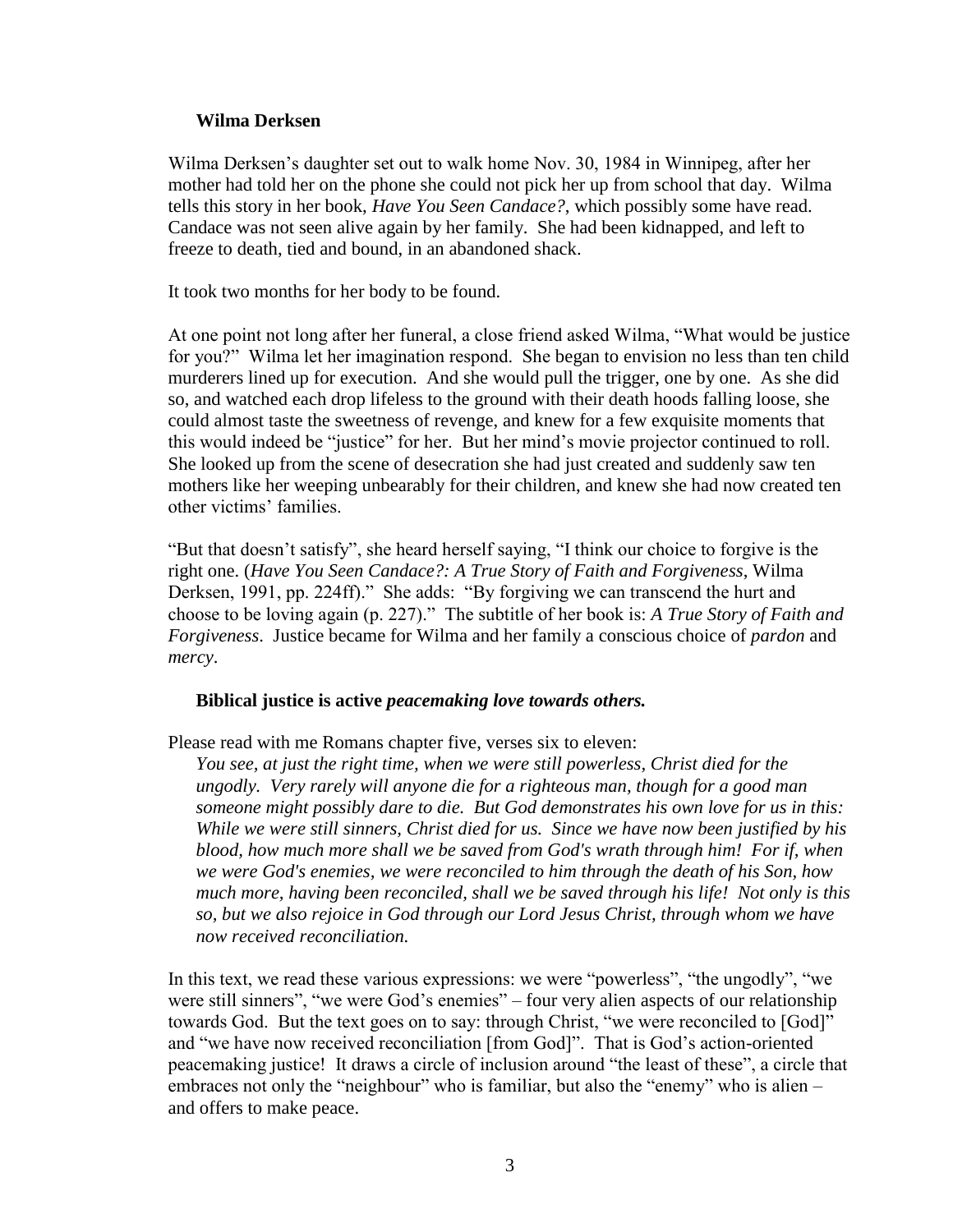**Wilma Derksen**

Wilma Derksen's daughter set out to walk home Nov. 30, 1984 in Winnipeg, after her mother had told her on the phone she could not pick her up from school that day. Wilma tells this story in her book, *Have You Seen Candace?*, which possibly some have read. Candace was not seen alive again by her family. She had been kidnapped, and left to freeze to death, tied and bound, in an abandoned shack.

It took two months for her body to be found.

At one point not long after her funeral, a close friend asked Wilma, "What would be justice for you?" Wilma let her imagination respond. She began to envision no less than ten child murderers lined up for execution. And she would pull the trigger, one by one. As she did so, and watched each drop lifeless to the ground with their death hoods falling loose, she could almost taste the sweetness of revenge, and knew for a few exquisite moments that this would indeed be "justice" for her. But her mind's movie projector continued to roll. She looked up from the scene of desecration she had just created and suddenly saw ten mothers like her weeping unbearably for their children, and knew she had now created ten other victims' families.

"But that doesn't satisfy", she heard herself saying, "I think our choice to forgive is the right one. (*Have You Seen Candace?: A True Story of Faith and Forgiveness*, Wilma Derksen, 1991, pp. 224ff)." She adds: "By forgiving we can transcend the hurt and choose to be loving again (p. 227)." The subtitle of her book is: *A True Story of Faith and Forgiveness*. Justice became for Wilma and her family a conscious choice of *pardon* and *mercy*.

**Biblical justice is active *peacemaking love towards others.***

Please read with me Romans chapter five, verses six to eleven:

> *You see, at just the right time, when we were still powerless, Christ died for the ungodly. Very rarely will anyone die for a righteous man, though for a good man someone might possibly dare to die. But God demonstrates his own love for us in this: While we were still sinners, Christ died for us. Since we have now been justified by his blood, how much more shall we be saved from God's wrath through him! For if, when we were God's enemies, we were reconciled to him through the death of his Son, how much more, having been reconciled, shall we be saved through his life! Not only is this so, but we also rejoice in God through our Lord Jesus Christ, through whom we have now received reconciliation.*

In this text, we read these various expressions: we were "powerless", "the ungodly", "we were still sinners", "we were God's enemies" – four very alien aspects of our relationship towards God. But the text goes on to say: through Christ, "we were reconciled to [God]" and "we have now received reconciliation [from God]". That is God's action-oriented peacemaking justice! It draws a circle of inclusion around "the least of these", a circle that embraces not only the "neighbour" who is familiar, but also the "enemy" who is alien – and offers to make peace.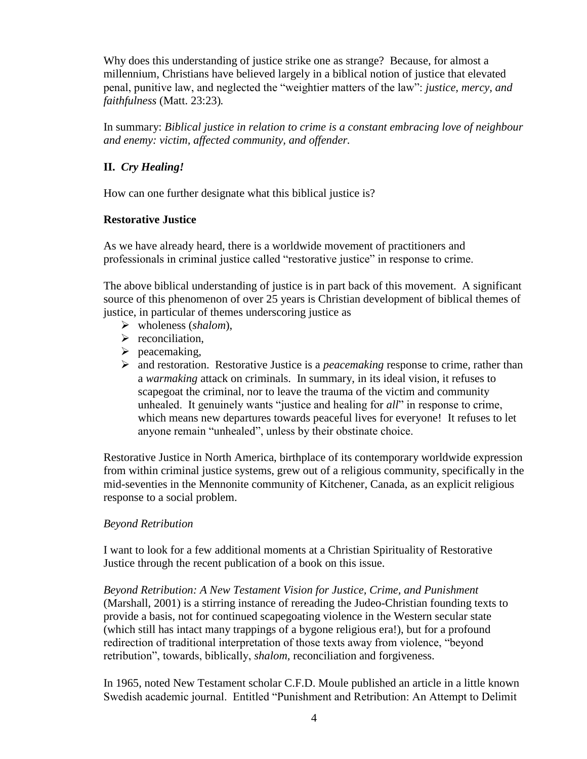Why does this understanding of justice strike one as strange? Because, for almost a millennium, Christians have believed largely in a biblical notion of justice that elevated penal, punitive law, and neglected the "weightier matters of the law": *justice, mercy, and faithfulness* (Matt. 23:23).

In summary: *Biblical justice in relation to crime is a constant embracing love of neighbour and enemy: victim, affected community, and offender.*

## II. *Cry Healing!*

How can one further designate what this biblical justice is?

### Restorative Justice

As we have already heard, there is a worldwide movement of practitioners and professionals in criminal justice called "restorative justice" in response to crime.

The above biblical understanding of justice is in part back of this movement. A significant source of this phenomenon of over 25 years is Christian development of biblical themes of justice, in particular of themes underscoring justice as

- wholeness (*shalom*),
- reconciliation,
- peacemaking,
- and restoration. Restorative Justice is a *peacemaking* response to crime, rather than a *warmaking* attack on criminals. In summary, in its ideal vision, it refuses to scapegoat the criminal, nor to leave the trauma of the victim and community unhealed. It genuinely wants "justice and healing for *all*" in response to crime, which means new departures towards peaceful lives for everyone! It refuses to let anyone remain "unhealed", unless by their obstinate choice.

Restorative Justice in North America, birthplace of its contemporary worldwide expression from within criminal justice systems, grew out of a religious community, specifically in the mid-seventies in the Mennonite community of Kitchener, Canada, as an explicit religious response to a social problem.

#### *Beyond Retribution*

I want to look for a few additional moments at a Christian Spirituality of Restorative Justice through the recent publication of a book on this issue.

*Beyond Retribution: A New Testament Vision for Justice, Crime, and Punishment* (Marshall, 2001) is a stirring instance of rereading the Judeo-Christian founding texts to provide a basis, not for continued scapegoating violence in the Western secular state (which still has intact many trappings of a bygone religious era!), but for a profound redirection of traditional interpretation of those texts away from violence, "beyond retribution", towards, biblically, *shalom*, reconciliation and forgiveness.

In 1965, noted New Testament scholar C.F.D. Moule published an article in a little known Swedish academic journal. Entitled "Punishment and Retribution: An Attempt to Delimit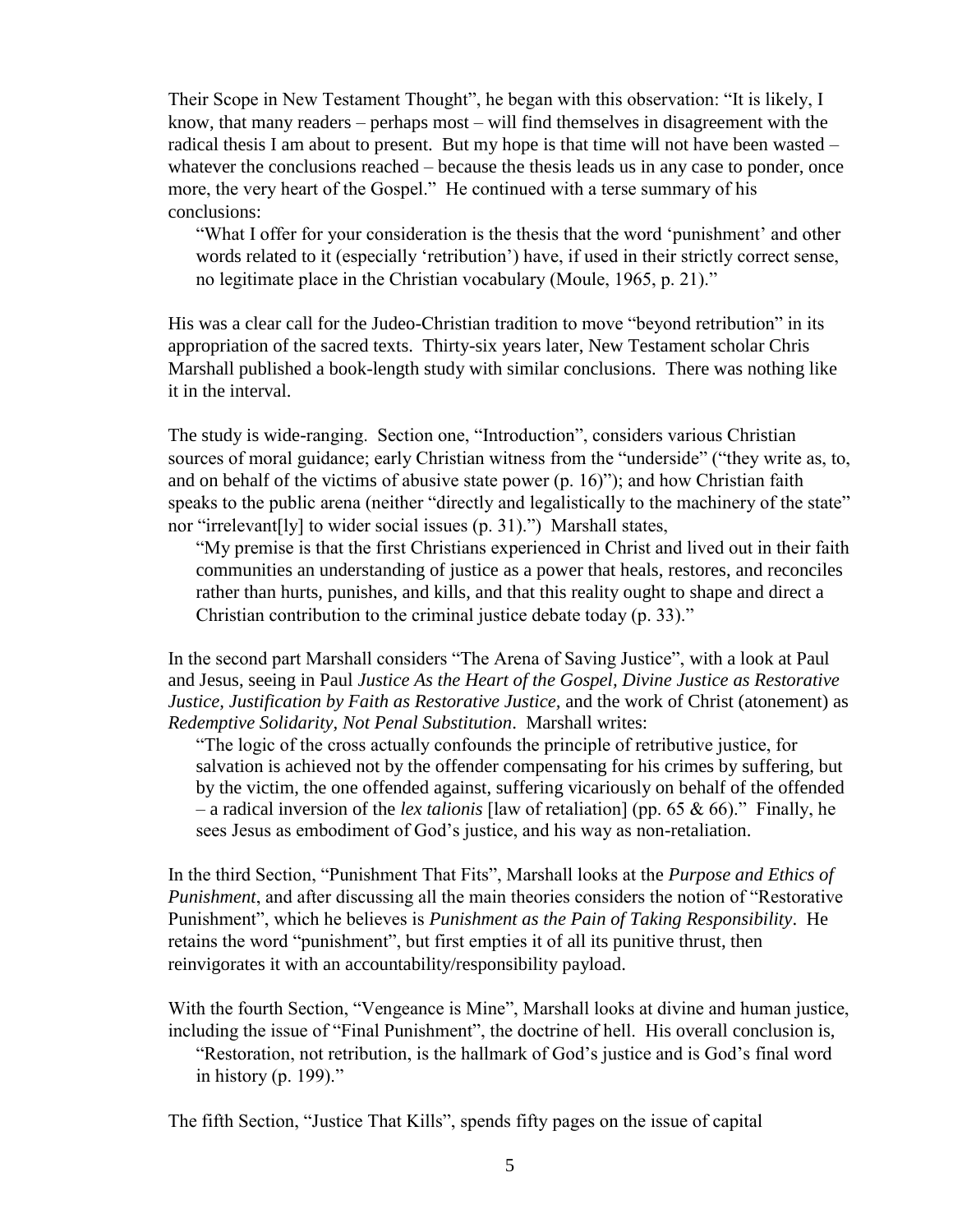Their Scope in New Testament Thought", he began with this observation: "It is likely, I know, that many readers – perhaps most – will find themselves in disagreement with the radical thesis I am about to present. But my hope is that time will not have been wasted – whatever the conclusions reached – because the thesis leads us in any case to ponder, once more, the very heart of the Gospel." He continued with a terse summary of his conclusions:

> "What I offer for your consideration is the thesis that the word 'punishment' and other words related to it (especially 'retribution') have, if used in their strictly correct sense, no legitimate place in the Christian vocabulary (Moule, 1965, p. 21)."

His was a clear call for the Judeo-Christian tradition to move "beyond retribution" in its appropriation of the sacred texts. Thirty-six years later, New Testament scholar Chris Marshall published a book-length study with similar conclusions. There was nothing like it in the interval.

The study is wide-ranging. Section one, "Introduction", considers various Christian sources of moral guidance; early Christian witness from the "underside" ("they write as, to, and on behalf of the victims of abusive state power (p. 16)"); and how Christian faith speaks to the public arena (neither "directly and legalistically to the machinery of the state" nor "irrelevant[ly] to wider social issues (p. 31).") Marshall states,

> "My premise is that the first Christians experienced in Christ and lived out in their faith communities an understanding of justice as a power that heals, restores, and reconciles rather than hurts, punishes, and kills, and that this reality ought to shape and direct a Christian contribution to the criminal justice debate today (p. 33)."

In the second part Marshall considers "The Arena of Saving Justice", with a look at Paul and Jesus, seeing in Paul *Justice As the Heart of the Gospel, Divine Justice as Restorative Justice, Justification by Faith as Restorative Justice*, and the work of Christ (atonement) as *Redemptive Solidarity, Not Penal Substitution*. Marshall writes:

> "The logic of the cross actually confounds the principle of retributive justice, for salvation is achieved not by the offender compensating for his crimes by suffering, but by the victim, the one offended against, suffering vicariously on behalf of the offended – a radical inversion of the *lex talionis* [law of retaliation] (pp. 65 & 66)." Finally, he sees Jesus as embodiment of God's justice, and his way as non-retaliation.

In the third Section, "Punishment That Fits", Marshall looks at the *Purpose and Ethics of Punishment*, and after discussing all the main theories considers the notion of "Restorative Punishment", which he believes is *Punishment as the Pain of Taking Responsibility*. He retains the word "punishment", but first empties it of all its punitive thrust, then reinvigorates it with an accountability/responsibility payload.

With the fourth Section, "Vengeance is Mine", Marshall looks at divine and human justice, including the issue of "Final Punishment", the doctrine of hell. His overall conclusion is,

> "Restoration, not retribution, is the hallmark of God's justice and is God's final word in history (p. 199)."

The fifth Section, "Justice That Kills", spends fifty pages on the issue of capital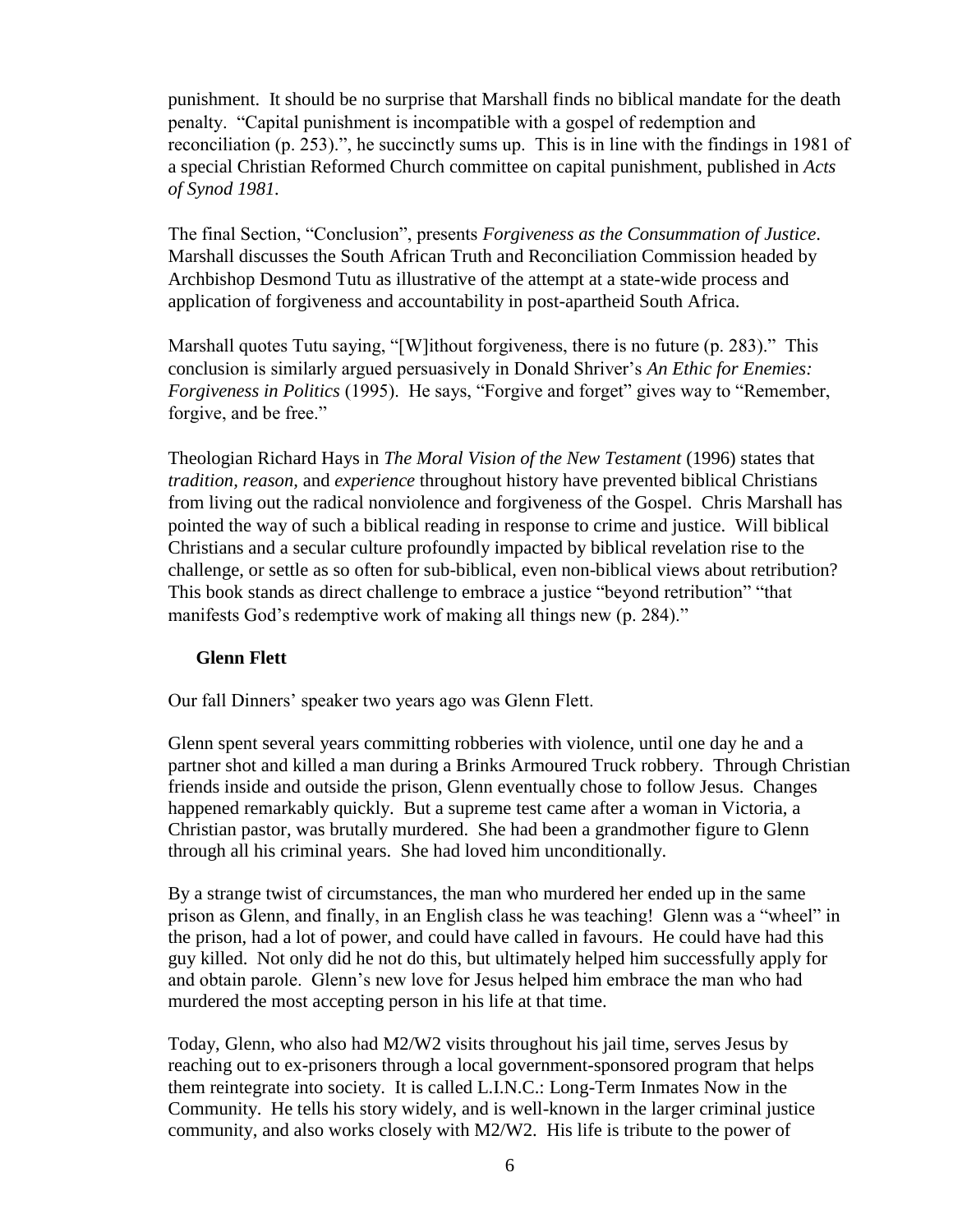punishment. It should be no surprise that Marshall finds no biblical mandate for the death penalty. "Capital punishment is incompatible with a gospel of redemption and reconciliation (p. 253).", he succinctly sums up. This is in line with the findings in 1981 of a special Christian Reformed Church committee on capital punishment, published in *Acts of Synod 1981.*

The final Section, "Conclusion", presents *Forgiveness as the Consummation of Justice*. Marshall discusses the South African Truth and Reconciliation Commission headed by Archbishop Desmond Tutu as illustrative of the attempt at a state-wide process and application of forgiveness and accountability in post-apartheid South Africa.

Marshall quotes Tutu saying, "[W]ithout forgiveness, there is no future (p. 283)." This conclusion is similarly argued persuasively in Donald Shriver's *An Ethic for Enemies: Forgiveness in Politics* (1995). He says, "Forgive and forget" gives way to "Remember, forgive, and be free."

Theologian Richard Hays in *The Moral Vision of the New Testament* (1996) states that *tradition, reason,* and *experience* throughout history have prevented biblical Christians from living out the radical nonviolence and forgiveness of the Gospel. Chris Marshall has pointed the way of such a biblical reading in response to crime and justice. Will biblical Christians and a secular culture profoundly impacted by biblical revelation rise to the challenge, or settle as so often for sub-biblical, even non-biblical views about retribution? This book stands as direct challenge to embrace a justice "beyond retribution" "that manifests God's redemptive work of making all things new (p. 284)."

**Glenn Flett**

Our fall Dinners' speaker two years ago was Glenn Flett.

Glenn spent several years committing robberies with violence, until one day he and a partner shot and killed a man during a Brinks Armoured Truck robbery. Through Christian friends inside and outside the prison, Glenn eventually chose to follow Jesus. Changes happened remarkably quickly. But a supreme test came after a woman in Victoria, a Christian pastor, was brutally murdered. She had been a grandmother figure to Glenn through all his criminal years. She had loved him unconditionally.

By a strange twist of circumstances, the man who murdered her ended up in the same prison as Glenn, and finally, in an English class he was teaching! Glenn was a "wheel" in the prison, had a lot of power, and could have called in favours. He could have had this guy killed. Not only did he not do this, but ultimately helped him successfully apply for and obtain parole. Glenn's new love for Jesus helped him embrace the man who had murdered the most accepting person in his life at that time.

Today, Glenn, who also had M2/W2 visits throughout his jail time, serves Jesus by reaching out to ex-prisoners through a local government-sponsored program that helps them reintegrate into society. It is called L.I.N.C.: Long-Term Inmates Now in the Community. He tells his story widely, and is well-known in the larger criminal justice community, and also works closely with M2/W2. His life is tribute to the power of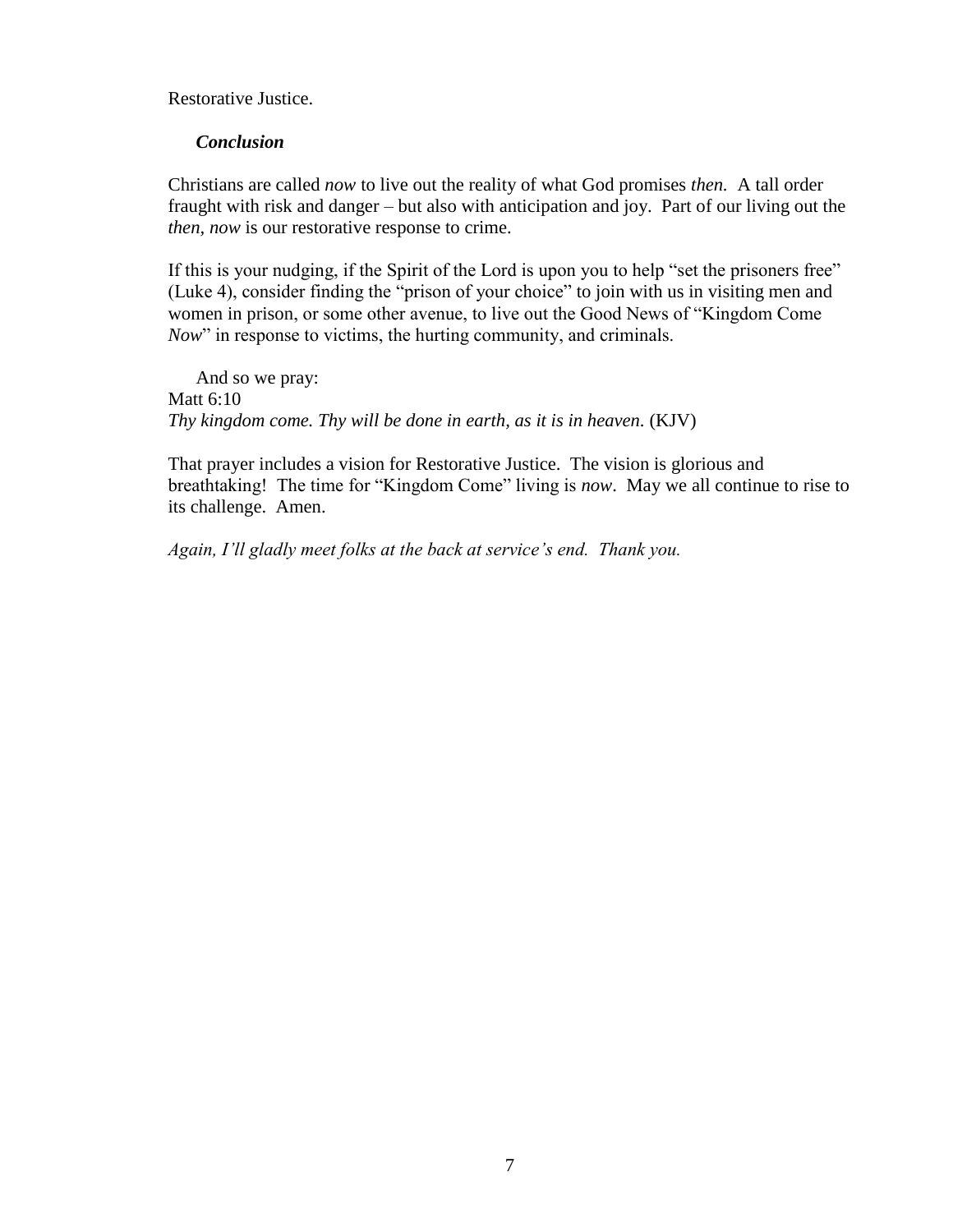Restorative Justice.

## ***Conclusion***

Christians are called *now* to live out the reality of what God promises *then.* A tall order fraught with risk and danger – but also with anticipation and joy. Part of our living out the *then, now* is our restorative response to crime.

If this is your nudging, if the Spirit of the Lord is upon you to help "set the prisoners free" (Luke 4), consider finding the "prison of your choice" to join with us in visiting men and women in prison, or some other avenue, to live out the Good News of "Kingdom Come *Now*" in response to victims, the hurting community, and criminals.

And so we pray:
Matt 6:10
*Thy kingdom come. Thy will be done in earth, as it is in heaven.* (KJV)

That prayer includes a vision for Restorative Justice. The vision is glorious and breathtaking! The time for "Kingdom Come" living is *now*. May we all continue to rise to its challenge. Amen.

*Again, I'll gladly meet folks at the back at service's end. Thank you.*